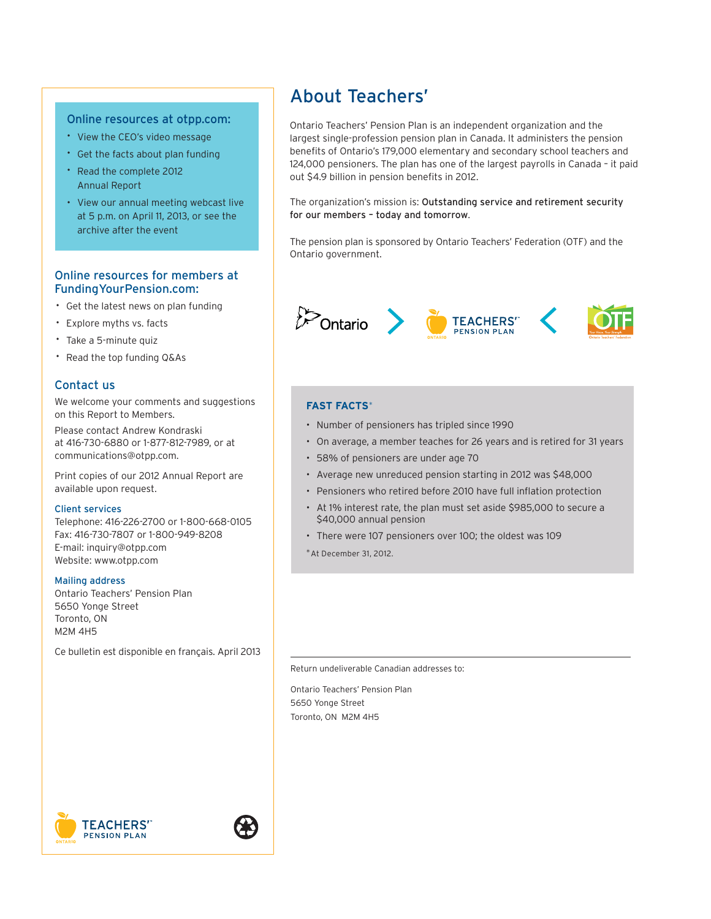## Online resources at otpp.com:

- View the CEO's video message
- Get the facts about plan funding
- Read the complete 2012 Annual Report
- View our annual meeting webcast live at 5 p.m. on April 11, 2013, or see the archive after the event

## Online resources for members at FundingYourPension.com:

- Get the latest news on plan funding
- Explore myths vs. facts
- Take a 5-minute quiz
- Read the top funding Q&As

## Contact us

We welcome your comments and suggestions on this Report to Members.

Please contact Andrew Kondraski at 416-730-6880 or 1-877-812-7989, or at communications@otpp.com.

Print copies of our 2012 Annual Report are available upon request.

### Client services

Telephone: 416-226-2700 or 1-800-668-0105
Fax: 416-730-7807 or 1-800-949-8208
E-mail: inquiry@otpp.com
Website: www.otpp.com

### Mailing address

Ontario Teachers' Pension Plan
5650 Yonge Street
Toronto, ON
M2M 4H5

Ce bulletin est disponible en français. April 2013

# About Teachers'

Ontario Teachers' Pension Plan is an independent organization and the largest single-profession pension plan in Canada. It administers the pension benefits of Ontario's 179,000 elementary and secondary school teachers and 124,000 pensioners. The plan has one of the largest payrolls in Canada – it paid out $4.9 billion in pension benefits in 2012.

The organization's mission is: **Outstanding service and retirement security for our members – today and tomorrow**.

The pension plan is sponsored by Ontario Teachers' Federation (OTF) and the Ontario government.

Ontario > TEACHERS' PENSION PLAN < OTF

### FAST FACTS*

- Number of pensioners has tripled since 1990
- On average, a member teaches for 26 years and is retired for 31 years
- 58% of pensioners are under age 70
- Average new unreduced pension starting in 2012 was $48,000
- Pensioners who retired before 2010 have full inflation protection
- At 1% interest rate, the plan must set aside $985,000 to secure a $40,000 annual pension
- There were 107 pensioners over 100; the oldest was 109

*At December 31, 2012.

Return undeliverable Canadian addresses to:

Ontario Teachers' Pension Plan
5650 Yonge Street
Toronto, ON M2M 4H5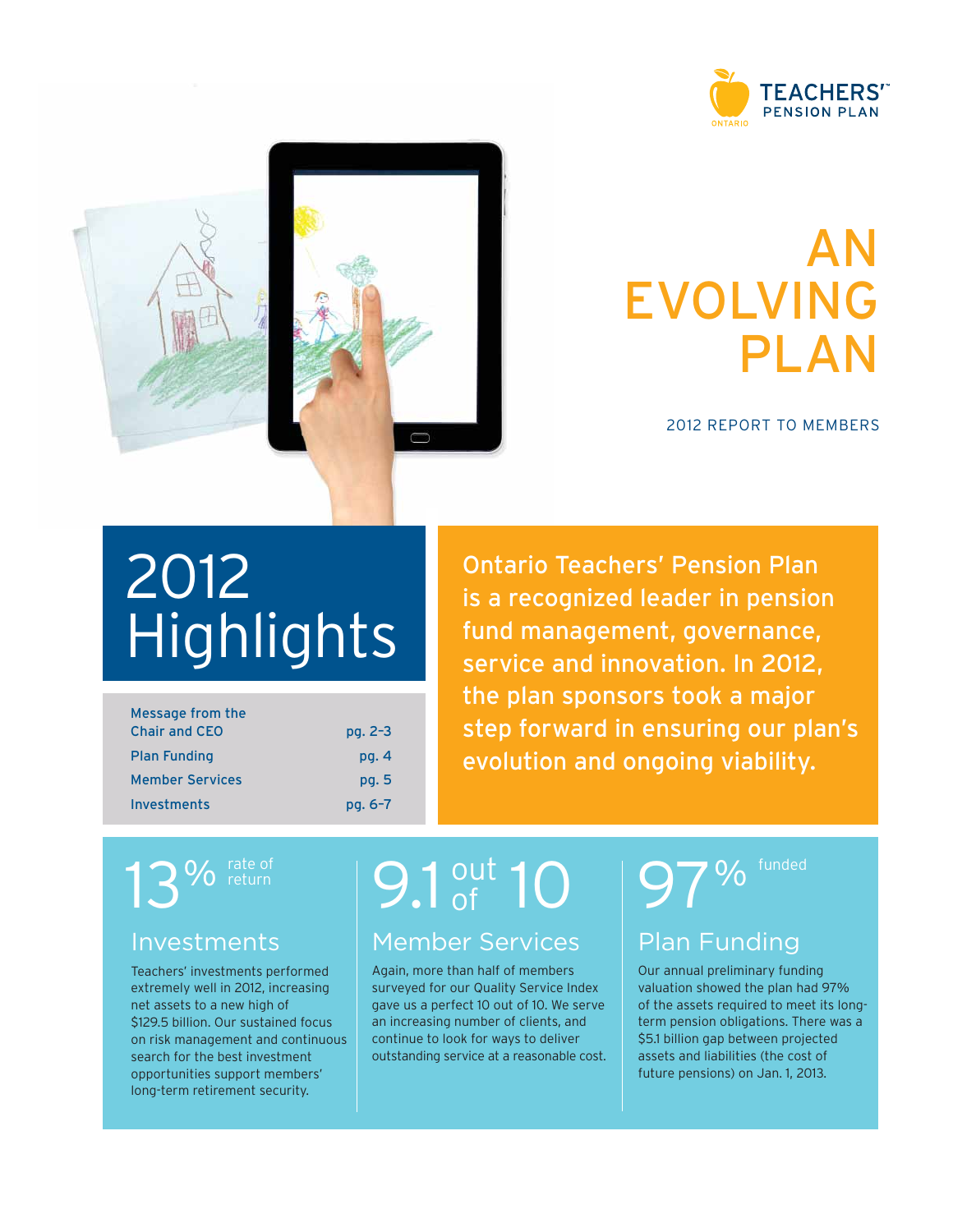TEACHERS' PENSION PLAN
ONTARIO

# AN EVOLVING PLAN

2012 REPORT TO MEMBERS

# 2012 Highlights

| | |
|---|---|
| Message from the Chair and CEO | pg. 2-3 |
| Plan Funding | pg. 4 |
| Member Services | pg. 5 |
| Investments | pg. 6-7 |

**Ontario Teachers' Pension Plan is a recognized leader in pension fund management, governance, service and innovation. In 2012, the plan sponsors took a major step forward in ensuring our plan's evolution and ongoing viability.**

13% rate of return

## Investments

Teachers' investments performed extremely well in 2012, increasing net assets to a new high of $129.5 billion. Our sustained focus on risk management and continuous search for the best investment opportunities support members' long-term retirement security.

9.1 out of 10

## Member Services

Again, more than half of members surveyed for our Quality Service Index gave us a perfect 10 out of 10. We serve an increasing number of clients, and continue to look for ways to deliver outstanding service at a reasonable cost.

97% funded

## Plan Funding

Our annual preliminary funding valuation showed the plan had 97% of the assets required to meet its long-term pension obligations. There was a $5.1 billion gap between projected assets and liabilities (the cost of future pensions) on Jan. 1, 2013.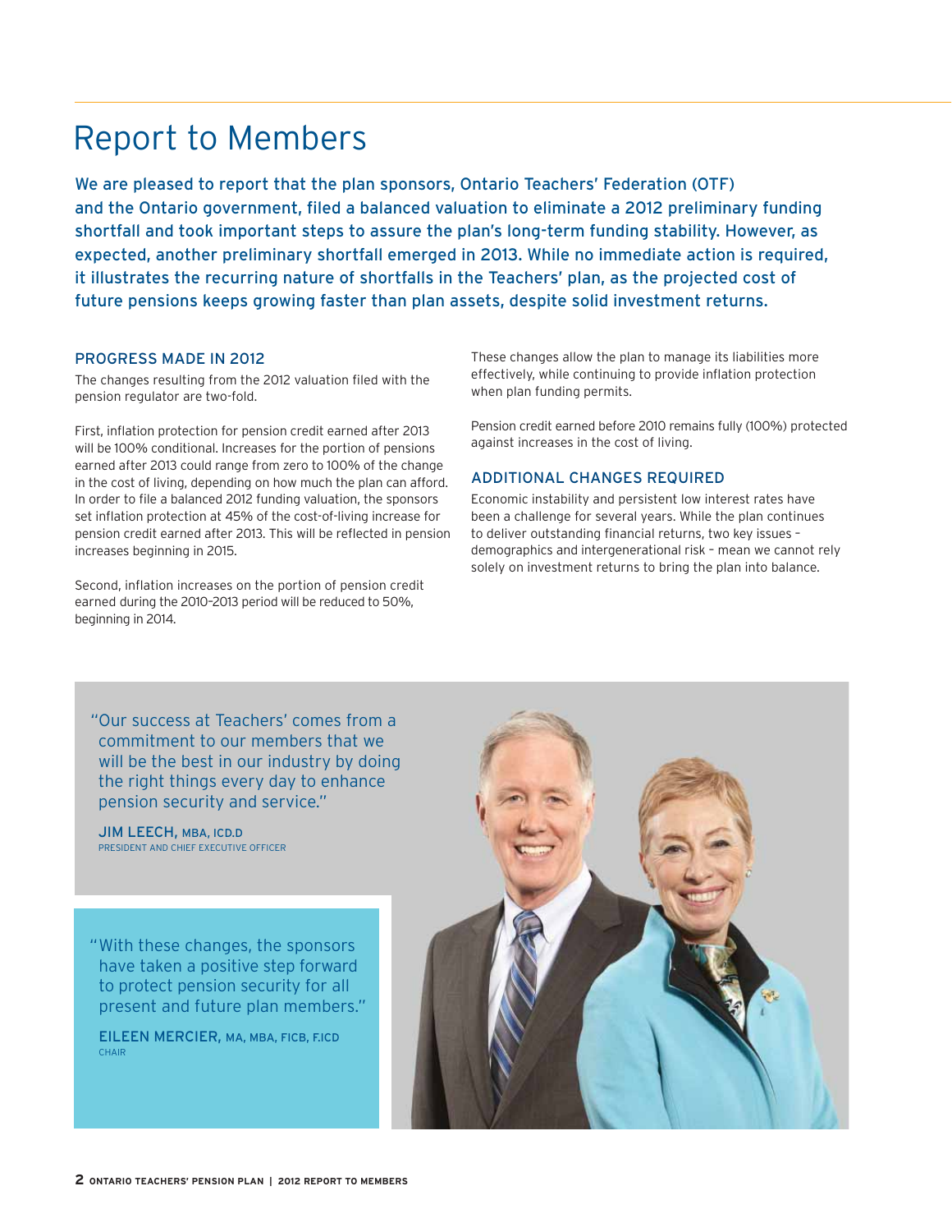# Report to Members

We are pleased to report that the plan sponsors, Ontario Teachers' Federation (OTF) and the Ontario government, filed a balanced valuation to eliminate a 2012 preliminary funding shortfall and took important steps to assure the plan's long-term funding stability. However, as expected, another preliminary shortfall emerged in 2013. While no immediate action is required, it illustrates the recurring nature of shortfalls in the Teachers' plan, as the projected cost of future pensions keeps growing faster than plan assets, despite solid investment returns.

## PROGRESS MADE IN 2012

The changes resulting from the 2012 valuation filed with the pension regulator are two-fold.

First, inflation protection for pension credit earned after 2013 will be 100% conditional. Increases for the portion of pensions earned after 2013 could range from zero to 100% of the change in the cost of living, depending on how much the plan can afford. In order to file a balanced 2012 funding valuation, the sponsors set inflation protection at 45% of the cost-of-living increase for pension credit earned after 2013. This will be reflected in pension increases beginning in 2015.

Second, inflation increases on the portion of pension credit earned during the 2010–2013 period will be reduced to 50%, beginning in 2014.

These changes allow the plan to manage its liabilities more effectively, while continuing to provide inflation protection when plan funding permits.

Pension credit earned before 2010 remains fully (100%) protected against increases in the cost of living.

## ADDITIONAL CHANGES REQUIRED

Economic instability and persistent low interest rates have been a challenge for several years. While the plan continues to deliver outstanding financial returns, two key issues – demographics and intergenerational risk – mean we cannot rely solely on investment returns to bring the plan into balance.

"Our success at Teachers' comes from a commitment to our members that we will be the best in our industry by doing the right things every day to enhance pension security and service."

**JIM LEECH,** MBA, ICD.D
PRESIDENT AND CHIEF EXECUTIVE OFFICER

"With these changes, the sponsors have taken a positive step forward to protect pension security for all present and future plan members."

**EILEEN MERCIER,** MA, MBA, FICB, F.ICD
CHAIR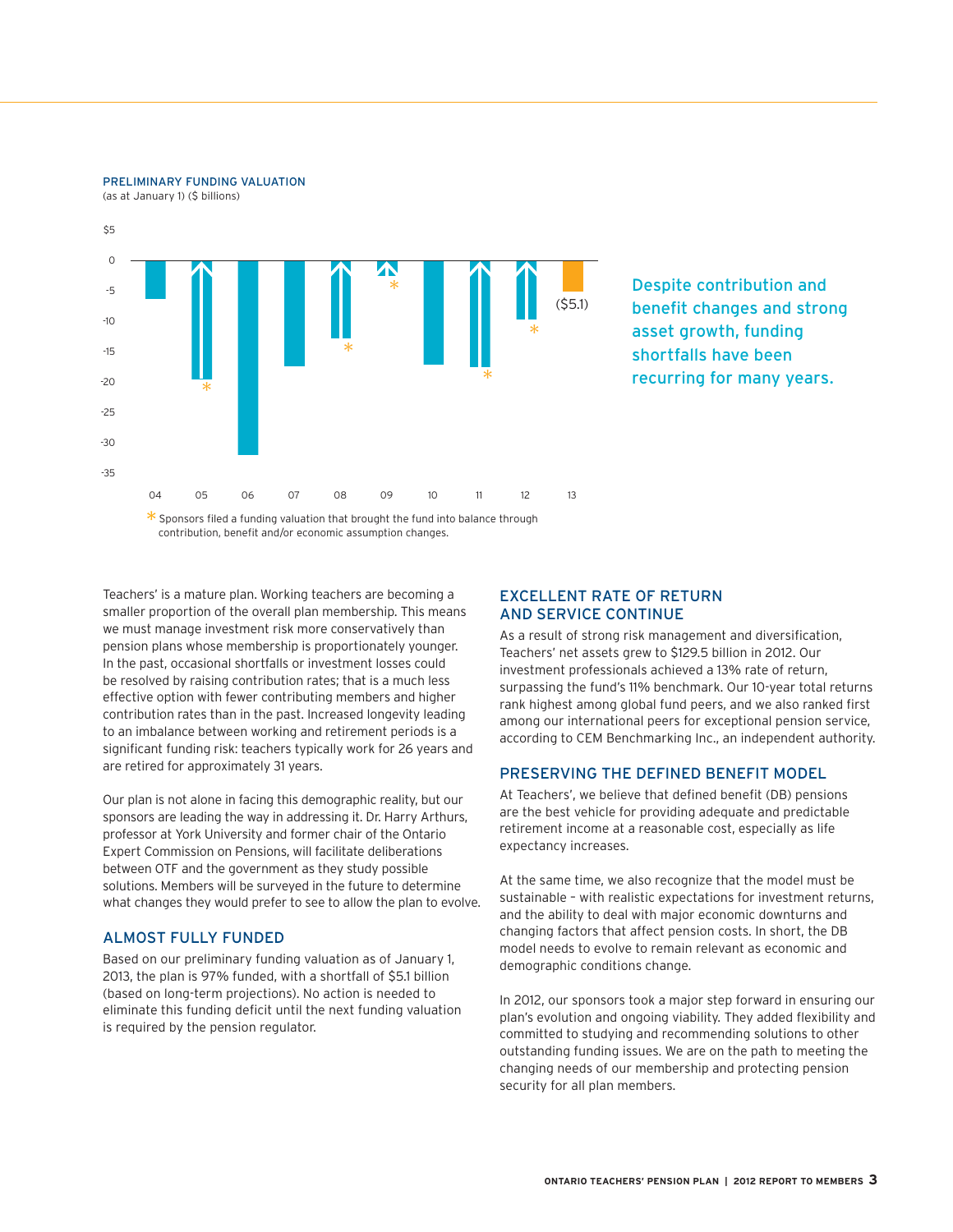PRELIMINARY FUNDING VALUATION
(as at January 1) ($ billions)

$5
0
-5
-10
-15
-20
-25
-30
-35

04 05 06 07 08 09 10 11 12 13

($5.1)

\* Sponsors filed a funding valuation that brought the fund into balance through contribution, benefit and/or economic assumption changes.

Despite contribution and benefit changes and strong asset growth, funding shortfalls have been recurring for many years.

Teachers' is a mature plan. Working teachers are becoming a smaller proportion of the overall plan membership. This means we must manage investment risk more conservatively than pension plans whose membership is proportionately younger. In the past, occasional shortfalls or investment losses could be resolved by raising contribution rates; that is a much less effective option with fewer contributing members and higher contribution rates than in the past. Increased longevity leading to an imbalance between working and retirement periods is a significant funding risk: teachers typically work for 26 years and are retired for approximately 31 years.

Our plan is not alone in facing this demographic reality, but our sponsors are leading the way in addressing it. Dr. Harry Arthurs, professor at York University and former chair of the Ontario Expert Commission on Pensions, will facilitate deliberations between OTF and the government as they study possible solutions. Members will be surveyed in the future to determine what changes they would prefer to see to allow the plan to evolve.

## ALMOST FULLY FUNDED

Based on our preliminary funding valuation as of January 1, 2013, the plan is 97% funded, with a shortfall of $5.1 billion (based on long-term projections). No action is needed to eliminate this funding deficit until the next funding valuation is required by the pension regulator.

## EXCELLENT RATE OF RETURN AND SERVICE CONTINUE

As a result of strong risk management and diversification, Teachers' net assets grew to $129.5 billion in 2012. Our investment professionals achieved a 13% rate of return, surpassing the fund's 11% benchmark. Our 10-year total returns rank highest among global fund peers, and we also ranked first among our international peers for exceptional pension service, according to CEM Benchmarking Inc., an independent authority.

## PRESERVING THE DEFINED BENEFIT MODEL

At Teachers', we believe that defined benefit (DB) pensions are the best vehicle for providing adequate and predictable retirement income at a reasonable cost, especially as life expectancy increases.

At the same time, we also recognize that the model must be sustainable – with realistic expectations for investment returns, and the ability to deal with major economic downturns and changing factors that affect pension costs. In short, the DB model needs to evolve to remain relevant as economic and demographic conditions change.

In 2012, our sponsors took a major step forward in ensuring our plan's evolution and ongoing viability. They added flexibility and committed to studying and recommending solutions to other outstanding funding issues. We are on the path to meeting the changing needs of our membership and protecting pension security for all plan members.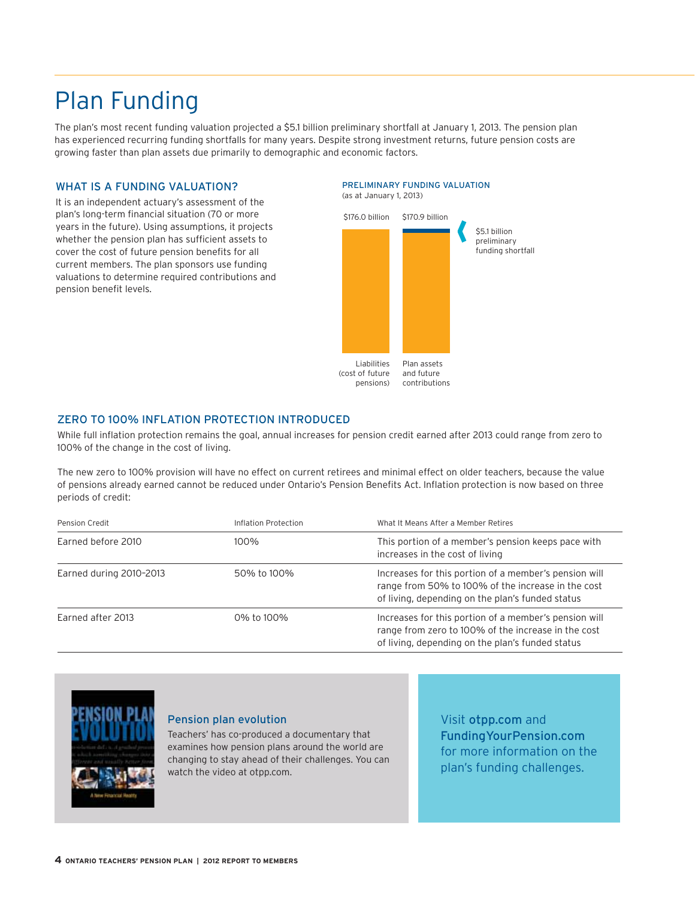# Plan Funding

The plan's most recent funding valuation projected a $5.1 billion preliminary shortfall at January 1, 2013. The pension plan has experienced recurring funding shortfalls for many years. Despite strong investment returns, future pension costs are growing faster than plan assets due primarily to demographic and economic factors.

## WHAT IS A FUNDING VALUATION?

It is an independent actuary's assessment of the plan's long-term financial situation (70 or more years in the future). Using assumptions, it projects whether the pension plan has sufficient assets to cover the cost of future pension benefits for all current members. The plan sponsors use funding valuations to determine required contributions and pension benefit levels.

PRELIMINARY FUNDING VALUATION
(as at January 1, 2013)

$176.0 billion

$170.9 billion

$5.1 billion preliminary funding shortfall

Liabilities (cost of future pensions)

Plan assets and future contributions

## ZERO TO 100% INFLATION PROTECTION INTRODUCED

While full inflation protection remains the goal, annual increases for pension credit earned after 2013 could range from zero to 100% of the change in the cost of living.

The new zero to 100% provision will have no effect on current retirees and minimal effect on older teachers, because the value of pensions already earned cannot be reduced under Ontario's Pension Benefits Act. Inflation protection is now based on three periods of credit:

| Pension Credit | Inflation Protection | What It Means After a Member Retires |
|---|---|---|
| Earned before 2010 | 100% | This portion of a member's pension keeps pace with increases in the cost of living |
| Earned during 2010–2013 | 50% to 100% | Increases for this portion of a member's pension will range from 50% to 100% of the increase in the cost of living, depending on the plan's funded status |
| Earned after 2013 | 0% to 100% | Increases for this portion of a member's pension will range from zero to 100% of the increase in the cost of living, depending on the plan's funded status |

### Pension plan evolution

Teachers' has co-produced a documentary that examines how pension plans around the world are changing to stay ahead of their challenges. You can watch the video at otpp.com.

Visit **otpp.com** and **FundingYourPension.com** for more information on the plan's funding challenges.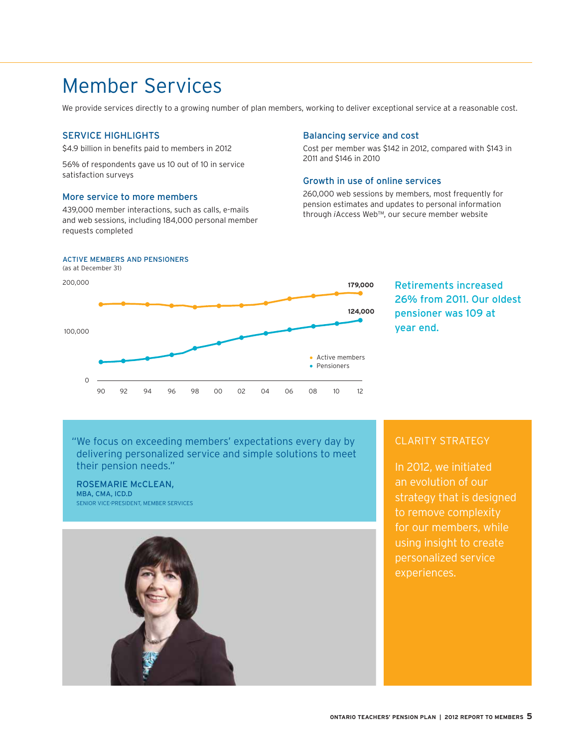# Member Services

We provide services directly to a growing number of plan members, working to deliver exceptional service at a reasonable cost.

## SERVICE HIGHLIGHTS

$4.9 billion in benefits paid to members in 2012

56% of respondents gave us 10 out of 10 in service satisfaction surveys

### More service to more members

439,000 member interactions, such as calls, e-mails and web sessions, including 184,000 personal member requests completed

### Balancing service and cost

Cost per member was $142 in 2012, compared with $143 in 2011 and $146 in 2010

### Growth in use of online services

260,000 web sessions by members, most frequently for pension estimates and updates to personal information through *i*Access Web™, our secure member website

ACTIVE MEMBERS AND PENSIONERS
(as at December 31)

200,000

100,000

0

90 92 94 96 98 00 02 04 06 08 10 12

179,000

124,000

- Active members
- Pensioners

**Retirements increased 26% from 2011. Our oldest pensioner was 109 at year end.**

"We focus on exceeding members' expectations every day by delivering personalized service and simple solutions to meet their pension needs."

ROSEMARIE McCLEAN,
MBA, CMA, ICD.D
SENIOR VICE-PRESIDENT, MEMBER SERVICES

## CLARITY STRATEGY

In 2012, we initiated an evolution of our strategy that is designed to remove complexity for our members, while using insight to create personalized service experiences.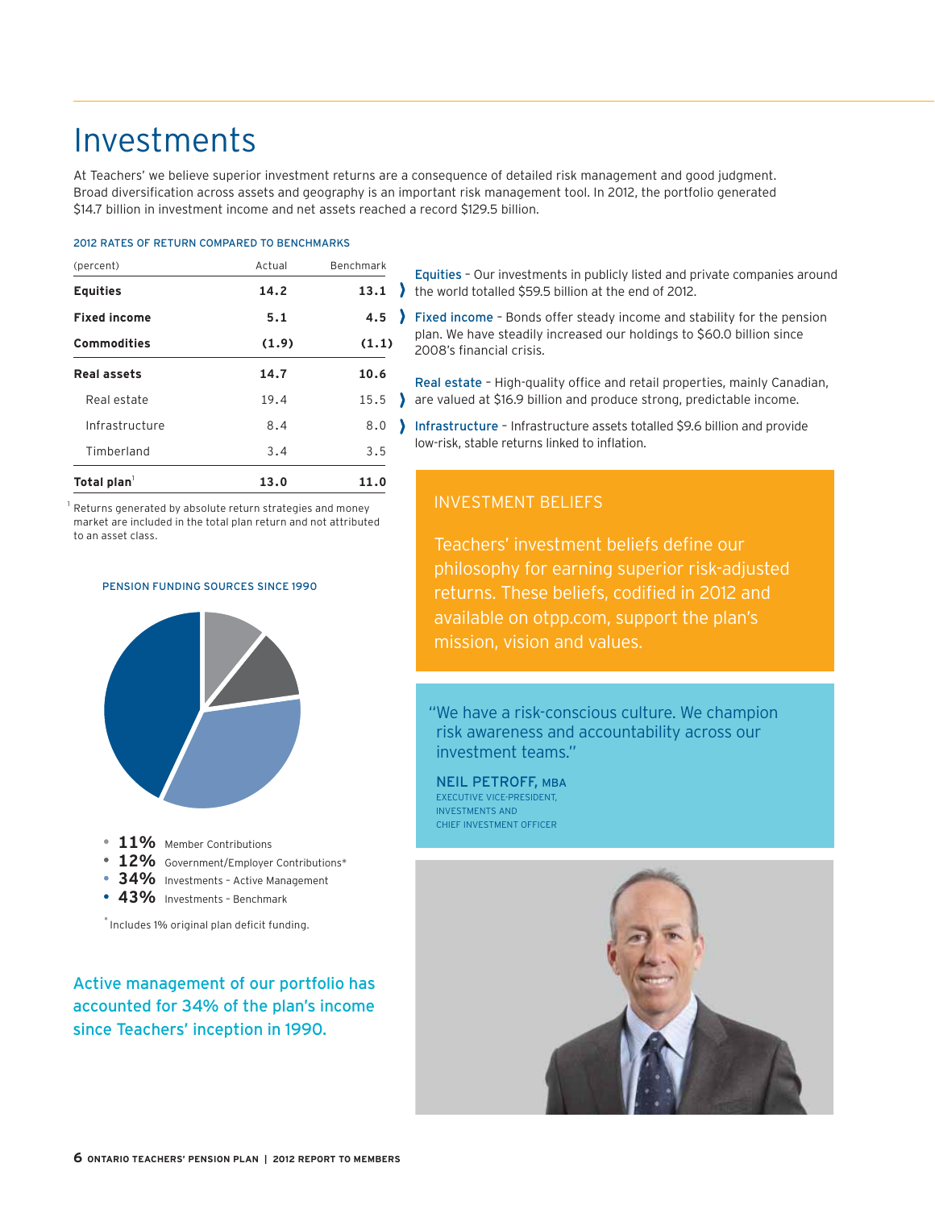# Investments

At Teachers' we believe superior investment returns are a consequence of detailed risk management and good judgment. Broad diversification across assets and geography is an important risk management tool. In 2012, the portfolio generated $14.7 billion in investment income and net assets reached a record $129.5 billion.

2012 RATES OF RETURN COMPARED TO BENCHMARKS

| (percent) | Actual | Benchmark |
|---|---|---|
| **Equities** | **14.2** | **13.1** |
| **Fixed income** | **5.1** | **4.5** |
| **Commodities** | **(1.9)** | **(1.1)** |
| **Real assets** | **14.7** | **10.6** |
| Real estate | 19.4 | 15.5 |
| Infrastructure | 8.4 | 8.0 |
| Timberland | 3.4 | 3.5 |
| **Total plan**[1] | **13.0** | **11.0** |

[1] Returns generated by absolute return strategies and money market are included in the total plan return and not attributed to an asset class.

**Equities** – Our investments in publicly listed and private companies around the world totalled $59.5 billion at the end of 2012.

**Fixed income** – Bonds offer steady income and stability for the pension plan. We have steadily increased our holdings to $60.0 billion since 2008's financial crisis.

**Real estate** – High-quality office and retail properties, mainly Canadian, are valued at $16.9 billion and produce strong, predictable income.

**Infrastructure** – Infrastructure assets totalled $9.6 billion and provide low-risk, stable returns linked to inflation.

PENSION FUNDING SOURCES SINCE 1990

- **11%** Member Contributions
- **12%** Government/Employer Contributions*
- **34%** Investments – Active Management
- **43%** Investments – Benchmark

\* Includes 1% original plan deficit funding.

Active management of our portfolio has accounted for 34% of the plan's income since Teachers' inception in 1990.

## INVESTMENT BELIEFS

Teachers' investment beliefs define our philosophy for earning superior risk-adjusted returns. These beliefs, codified in 2012 and available on otpp.com, support the plan's mission, vision and values.

"We have a risk-conscious culture. We champion risk awareness and accountability across our investment teams."

NEIL PETROFF, MBA
EXECUTIVE VICE-PRESIDENT, INVESTMENTS AND CHIEF INVESTMENT OFFICER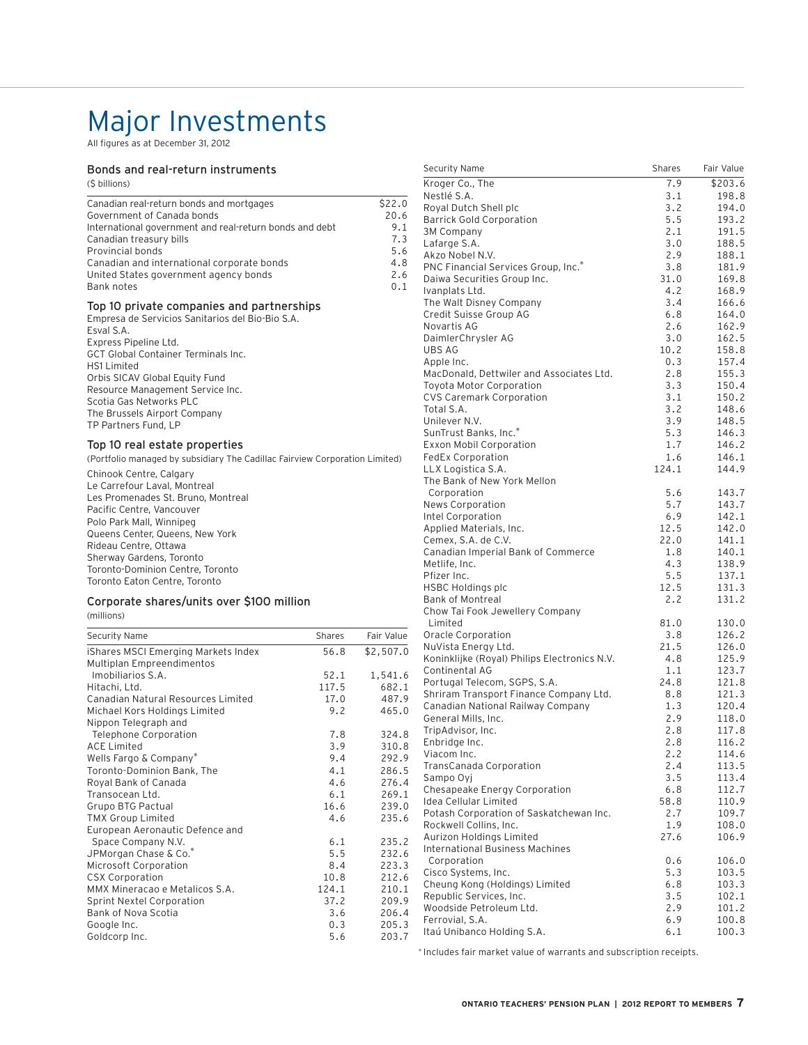# Major Investments

All figures as at December 31, 2012

## Bonds and real-return instruments

($ billions)

| | |
|---|---|
| Canadian real-return bonds and mortgages | $22.0 |
| Government of Canada bonds | 20.6 |
| International government and real-return bonds and debt | 9.1 |
| Canadian treasury bills | 7.3 |
| Provincial bonds | 5.6 |
| Canadian and international corporate bonds | 4.8 |
| United States government agency bonds | 2.6 |
| Bank notes | 0.1 |

## Top 10 private companies and partnerships

Empresa de Servicios Sanitarios del Bio-Bio S.A.
Esval S.A.
Express Pipeline Ltd.
GCT Global Container Terminals Inc.
HS1 Limited
Orbis SICAV Global Equity Fund
Resource Management Service Inc.
Scotia Gas Networks PLC
The Brussels Airport Company
TP Partners Fund, LP

## Top 10 real estate properties

(Portfolio managed by subsidiary The Cadillac Fairview Corporation Limited)

Chinook Centre, Calgary
Le Carrefour Laval, Montreal
Les Promenades St. Bruno, Montreal
Pacific Centre, Vancouver
Polo Park Mall, Winnipeg
Queens Center, Queens, New York
Rideau Centre, Ottawa
Sherway Gardens, Toronto
Toronto-Dominion Centre, Toronto
Toronto Eaton Centre, Toronto

## Corporate shares/units over $100 million

(millions)

| Security Name | Shares | Fair Value |
|---|---|---|
| iShares MSCI Emerging Markets Index | 56.8 | $2,507.0 |
| Multiplan Empreendimentos Imobiliarios S.A. | 52.1 | 1,541.6 |
| Hitachi, Ltd. | 117.5 | 682.1 |
| Canadian Natural Resources Limited | 17.0 | 487.9 |
| Michael Kors Holdings Limited | 9.2 | 465.0 |
| Nippon Telegraph and Telephone Corporation | 7.8 | 324.8 |
| ACE Limited | 3.9 | 310.8 |
| Wells Fargo & Company* | 9.4 | 292.9 |
| Toronto-Dominion Bank, The | 4.1 | 286.5 |
| Royal Bank of Canada | 4.6 | 276.4 |
| Transocean Ltd. | 6.1 | 269.1 |
| Grupo BTG Pactual | 16.6 | 239.0 |
| TMX Group Limited | 4.6 | 235.6 |
| European Aeronautic Defence and Space Company N.V. | 6.1 | 235.2 |
| JPMorgan Chase & Co.* | 5.5 | 232.6 |
| Microsoft Corporation | 8.4 | 223.3 |
| CSX Corporation | 10.8 | 212.6 |
| MMX Mineracao e Metalicos S.A. | 124.1 | 210.1 |
| Sprint Nextel Corporation | 37.2 | 209.9 |
| Bank of Nova Scotia | 3.6 | 206.4 |
| Google Inc. | 0.3 | 205.3 |
| Goldcorp Inc. | 5.6 | 203.7 |
| Kroger Co., The | 7.9 | $203.6 |
| Nestlé S.A. | 3.1 | 198.8 |
| Royal Dutch Shell plc | 3.2 | 194.0 |
| Barrick Gold Corporation | 5.5 | 193.2 |
| 3M Company | 2.1 | 191.5 |
| Lafarge S.A. | 3.0 | 188.5 |
| Akzo Nobel N.V. | 2.9 | 188.1 |
| PNC Financial Services Group, Inc.* | 3.8 | 181.9 |
| Daiwa Securities Group Inc. | 31.0 | 169.8 |
| Ivanplats Ltd. | 4.2 | 168.9 |
| The Walt Disney Company | 3.4 | 166.6 |
| Credit Suisse Group AG | 6.8 | 164.0 |
| Novartis AG | 2.6 | 162.9 |
| DaimlerChrysler AG | 3.0 | 162.5 |
| UBS AG | 10.2 | 158.8 |
| Apple Inc. | 0.3 | 157.4 |
| MacDonald, Dettwiler and Associates Ltd. | 2.8 | 155.3 |
| Toyota Motor Corporation | 3.3 | 150.4 |
| CVS Caremark Corporation | 3.1 | 150.2 |
| Total S.A. | 3.2 | 148.6 |
| Unilever N.V. | 3.9 | 148.5 |
| SunTrust Banks, Inc.* | 5.3 | 146.3 |
| Exxon Mobil Corporation | 1.7 | 146.2 |
| FedEx Corporation | 1.6 | 146.1 |
| LLX Logistica S.A. | 124.1 | 144.9 |
| The Bank of New York Mellon Corporation | 5.6 | 143.7 |
| News Corporation | 5.7 | 143.7 |
| Intel Corporation | 6.9 | 142.1 |
| Applied Materials, Inc. | 12.5 | 142.0 |
| Cemex, S.A. de C.V. | 22.0 | 141.1 |
| Canadian Imperial Bank of Commerce | 1.8 | 140.1 |
| Metlife, Inc. | 4.3 | 138.9 |
| Pfizer Inc. | 5.5 | 137.1 |
| HSBC Holdings plc | 12.5 | 131.3 |
| Bank of Montreal | 2.2 | 131.2 |
| Chow Tai Fook Jewellery Company Limited | 81.0 | 130.0 |
| Oracle Corporation | 3.8 | 126.2 |
| NuVista Energy Ltd. | 21.5 | 126.0 |
| Koninklijke (Royal) Philips Electronics N.V. | 4.8 | 125.9 |
| Continental AG | 1.1 | 123.7 |
| Portugal Telecom, SGPS, S.A. | 24.8 | 121.8 |
| Shriram Transport Finance Company Ltd. | 8.8 | 121.3 |
| Canadian National Railway Company | 1.3 | 120.4 |
| General Mills, Inc. | 2.9 | 118.0 |
| TripAdvisor, Inc. | 2.8 | 117.8 |
| Enbridge Inc. | 2.8 | 116.2 |
| Viacom Inc. | 2.2 | 114.6 |
| TransCanada Corporation | 2.4 | 113.5 |
| Sampo Oyj | 3.5 | 113.4 |
| Chesapeake Energy Corporation | 6.8 | 112.7 |
| Idea Cellular Limited | 58.8 | 110.9 |
| Potash Corporation of Saskatchewan Inc. | 2.7 | 109.7 |
| Rockwell Collins, Inc. | 1.9 | 108.0 |
| Aurizon Holdings Limited | 27.6 | 106.9 |
| International Business Machines Corporation | 0.6 | 106.0 |
| Cisco Systems, Inc. | 5.3 | 103.5 |
| Cheung Kong (Holdings) Limited | 6.8 | 103.3 |
| Republic Services, Inc. | 3.5 | 102.1 |
| Woodside Petroleum Ltd. | 2.9 | 101.2 |
| Ferrovial, S.A. | 6.9 | 100.8 |
| Itaú Unibanco Holding S.A. | 6.1 | 100.3 |

* Includes fair market value of warrants and subscription receipts.